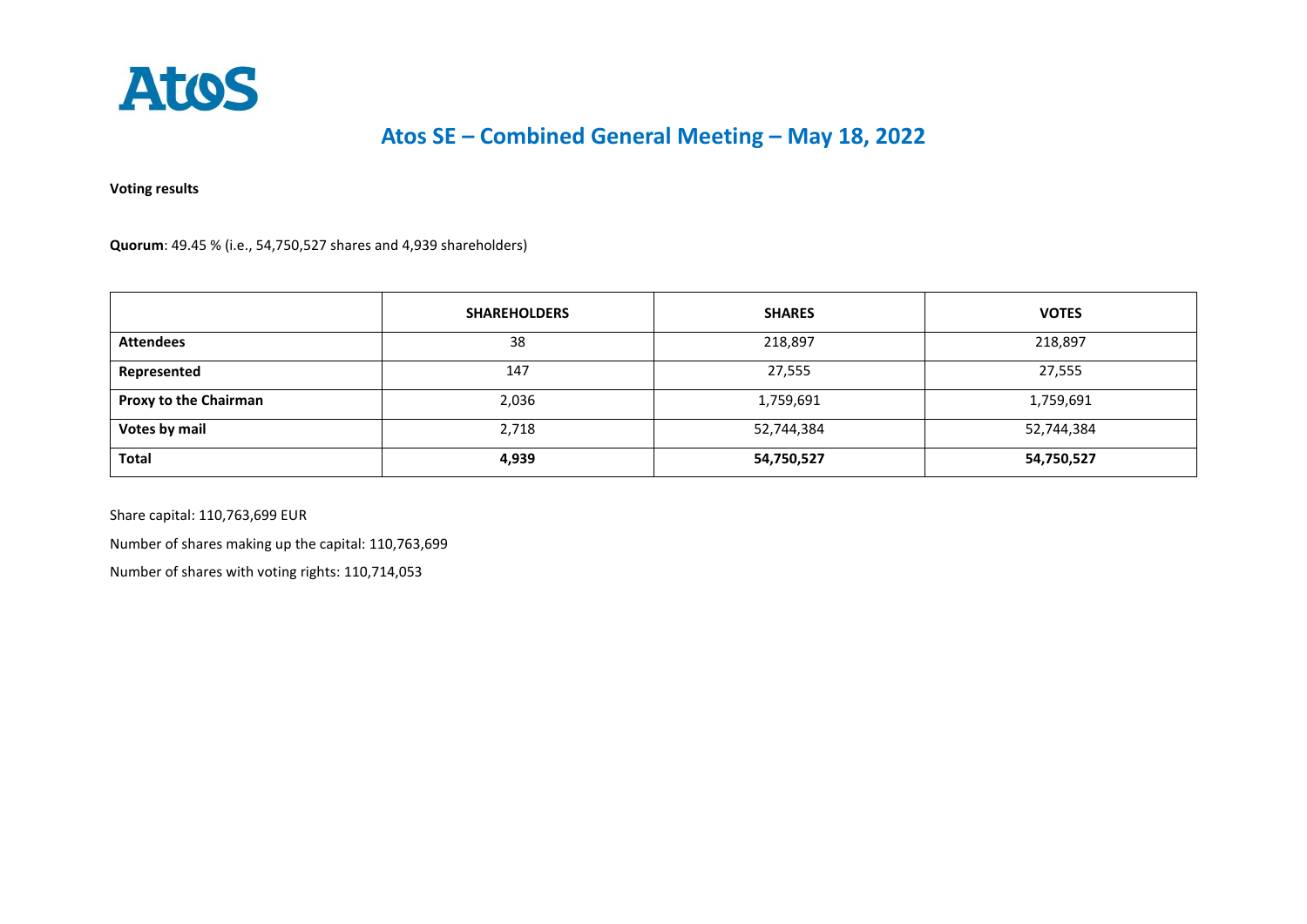# Atos SE – Combined General Meeting – May 18, 2022

**Voting results**

**Quorum**: 49.45 % (i.e., 54,750,527 shares and 4,939 shareholders)

| | SHAREHOLDERS | SHARES | VOTES |
|---|---|---|---|
| **Attendees** | 38 | 218,897 | 218,897 |
| **Represented** | 147 | 27,555 | 27,555 |
| **Proxy to the Chairman** | 2,036 | 1,759,691 | 1,759,691 |
| **Votes by mail** | 2,718 | 52,744,384 | 52,744,384 |
| **Total** | **4,939** | **54,750,527** | **54,750,527** |

Share capital: 110,763,699 EUR

Number of shares making up the capital: 110,763,699

Number of shares with voting rights: 110,714,053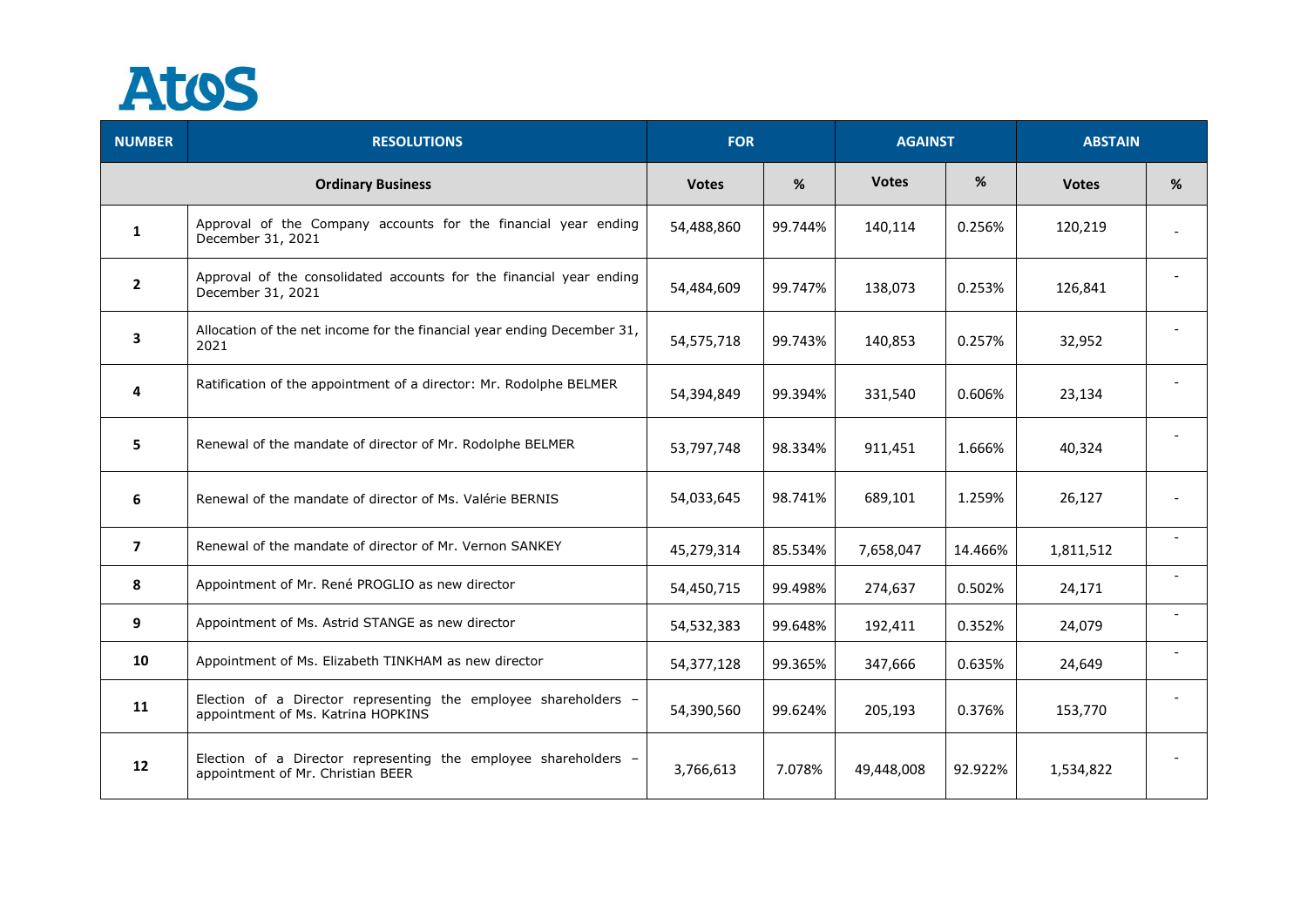# AtoS

| NUMBER | RESOLUTIONS | FOR | | AGAINST | | ABSTAIN | |
|---|---|---|---|---|---|---|---|
| Ordinary Business | | Votes | % | Votes | % | Votes | % |
| 1 | Approval of the Company accounts for the financial year ending December 31, 2021 | 54,488,860 | 99.744% | 140,114 | 0.256% | 120,219 | - |
| 2 | Approval of the consolidated accounts for the financial year ending December 31, 2021 | 54,484,609 | 99.747% | 138,073 | 0.253% | 126,841 | - |
| 3 | Allocation of the net income for the financial year ending December 31, 2021 | 54,575,718 | 99.743% | 140,853 | 0.257% | 32,952 | - |
| 4 | Ratification of the appointment of a director: Mr. Rodolphe BELMER | 54,394,849 | 99.394% | 331,540 | 0.606% | 23,134 | - |
| 5 | Renewal of the mandate of director of Mr. Rodolphe BELMER | 53,797,748 | 98.334% | 911,451 | 1.666% | 40,324 | - |
| 6 | Renewal of the mandate of director of Ms. Valérie BERNIS | 54,033,645 | 98.741% | 689,101 | 1.259% | 26,127 | - |
| 7 | Renewal of the mandate of director of Mr. Vernon SANKEY | 45,279,314 | 85.534% | 7,658,047 | 14.466% | 1,811,512 | - |
| 8 | Appointment of Mr. René PROGLIO as new director | 54,450,715 | 99.498% | 274,637 | 0.502% | 24,171 | - |
| 9 | Appointment of Ms. Astrid STANGE as new director | 54,532,383 | 99.648% | 192,411 | 0.352% | 24,079 | - |
| 10 | Appointment of Ms. Elizabeth TINKHAM as new director | 54,377,128 | 99.365% | 347,666 | 0.635% | 24,649 | - |
| 11 | Election of a Director representing the employee shareholders – appointment of Ms. Katrina HOPKINS | 54,390,560 | 99.624% | 205,193 | 0.376% | 153,770 | - |
| 12 | Election of a Director representing the employee shareholders – appointment of Mr. Christian BEER | 3,766,613 | 7.078% | 49,448,008 | 92.922% | 1,534,822 | - |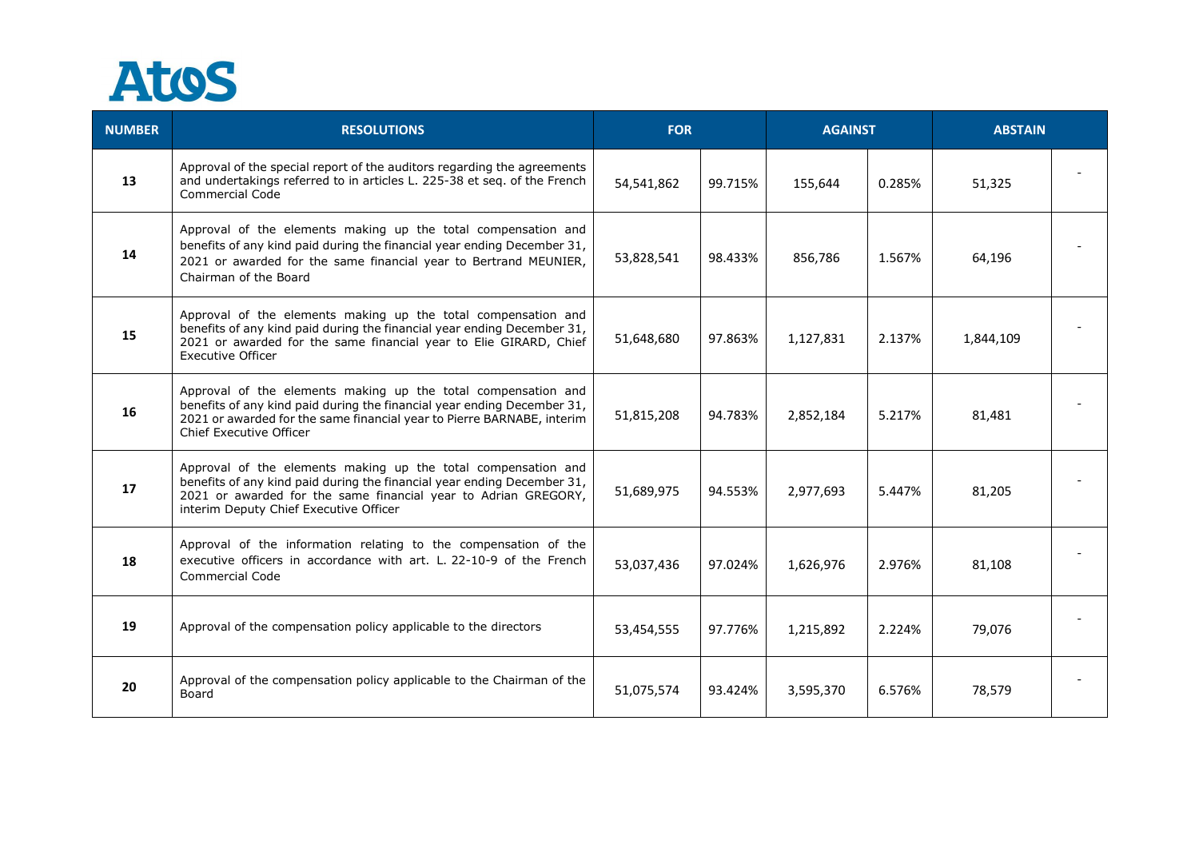| NUMBER | RESOLUTIONS | FOR | | AGAINST | | ABSTAIN | |
|---|---|---|---|---|---|---|---|
| 13 | Approval of the special report of the auditors regarding the agreements and undertakings referred to in articles L. 225-38 et seq. of the French Commercial Code | 54,541,862 | 99.715% | 155,644 | 0.285% | 51,325 | - |
| 14 | Approval of the elements making up the total compensation and benefits of any kind paid during the financial year ending December 31, 2021 or awarded for the same financial year to Bertrand MEUNIER, Chairman of the Board | 53,828,541 | 98.433% | 856,786 | 1.567% | 64,196 | - |
| 15 | Approval of the elements making up the total compensation and benefits of any kind paid during the financial year ending December 31, 2021 or awarded for the same financial year to Elie GIRARD, Chief Executive Officer | 51,648,680 | 97.863% | 1,127,831 | 2.137% | 1,844,109 | - |
| 16 | Approval of the elements making up the total compensation and benefits of any kind paid during the financial year ending December 31, 2021 or awarded for the same financial year to Pierre BARNABE, interim Chief Executive Officer | 51,815,208 | 94.783% | 2,852,184 | 5.217% | 81,481 | - |
| 17 | Approval of the elements making up the total compensation and benefits of any kind paid during the financial year ending December 31, 2021 or awarded for the same financial year to Adrian GREGORY, interim Deputy Chief Executive Officer | 51,689,975 | 94.553% | 2,977,693 | 5.447% | 81,205 | - |
| 18 | Approval of the information relating to the compensation of the executive officers in accordance with art. L. 22-10-9 of the French Commercial Code | 53,037,436 | 97.024% | 1,626,976 | 2.976% | 81,108 | - |
| 19 | Approval of the compensation policy applicable to the directors | 53,454,555 | 97.776% | 1,215,892 | 2.224% | 79,076 | - |
| 20 | Approval of the compensation policy applicable to the Chairman of the Board | 51,075,574 | 93.424% | 3,595,370 | 6.576% | 78,579 | - |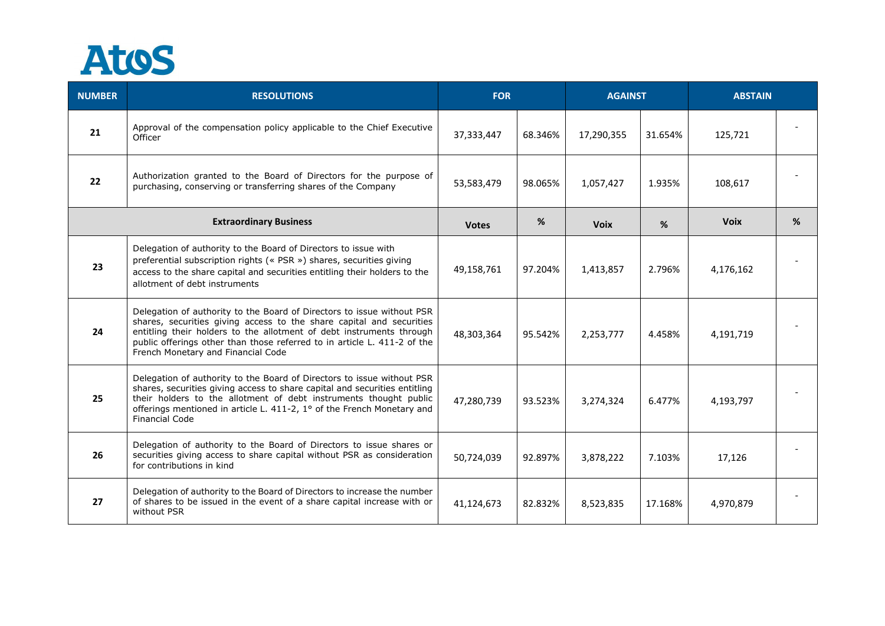| NUMBER | RESOLUTIONS | FOR | | AGAINST | | ABSTAIN | |
|---|---|---|---|---|---|---|---|
| 21 | Approval of the compensation policy applicable to the Chief Executive Officer | 37,333,447 | 68.346% | 17,290,355 | 31.654% | 125,721 | - |
| 22 | Authorization granted to the Board of Directors for the purpose of purchasing, conserving or transferring shares of the Company | 53,583,479 | 98.065% | 1,057,427 | 1.935% | 108,617 | - |
| **Extraordinary Business** | | **Votes** | **%** | **Voix** | **%** | **Voix** | **%** |
| 23 | Delegation of authority to the Board of Directors to issue with preferential subscription rights (« PSR ») shares, securities giving access to the share capital and securities entitling their holders to the allotment of debt instruments | 49,158,761 | 97.204% | 1,413,857 | 2.796% | 4,176,162 | - |
| 24 | Delegation of authority to the Board of Directors to issue without PSR shares, securities giving access to the share capital and securities entitling their holders to the allotment of debt instruments through public offerings other than those referred to in article L. 411-2 of the French Monetary and Financial Code | 48,303,364 | 95.542% | 2,253,777 | 4.458% | 4,191,719 | - |
| 25 | Delegation of authority to the Board of Directors to issue without PSR shares, securities giving access to share capital and securities entitling their holders to the allotment of debt instruments thought public offerings mentioned in article L. 411-2, 1° of the French Monetary and Financial Code | 47,280,739 | 93.523% | 3,274,324 | 6.477% | 4,193,797 | - |
| 26 | Delegation of authority to the Board of Directors to issue shares or securities giving access to share capital without PSR as consideration for contributions in kind | 50,724,039 | 92.897% | 3,878,222 | 7.103% | 17,126 | - |
| 27 | Delegation of authority to the Board of Directors to increase the number of shares to be issued in the event of a share capital increase with or without PSR | 41,124,673 | 82.832% | 8,523,835 | 17.168% | 4,970,879 | - |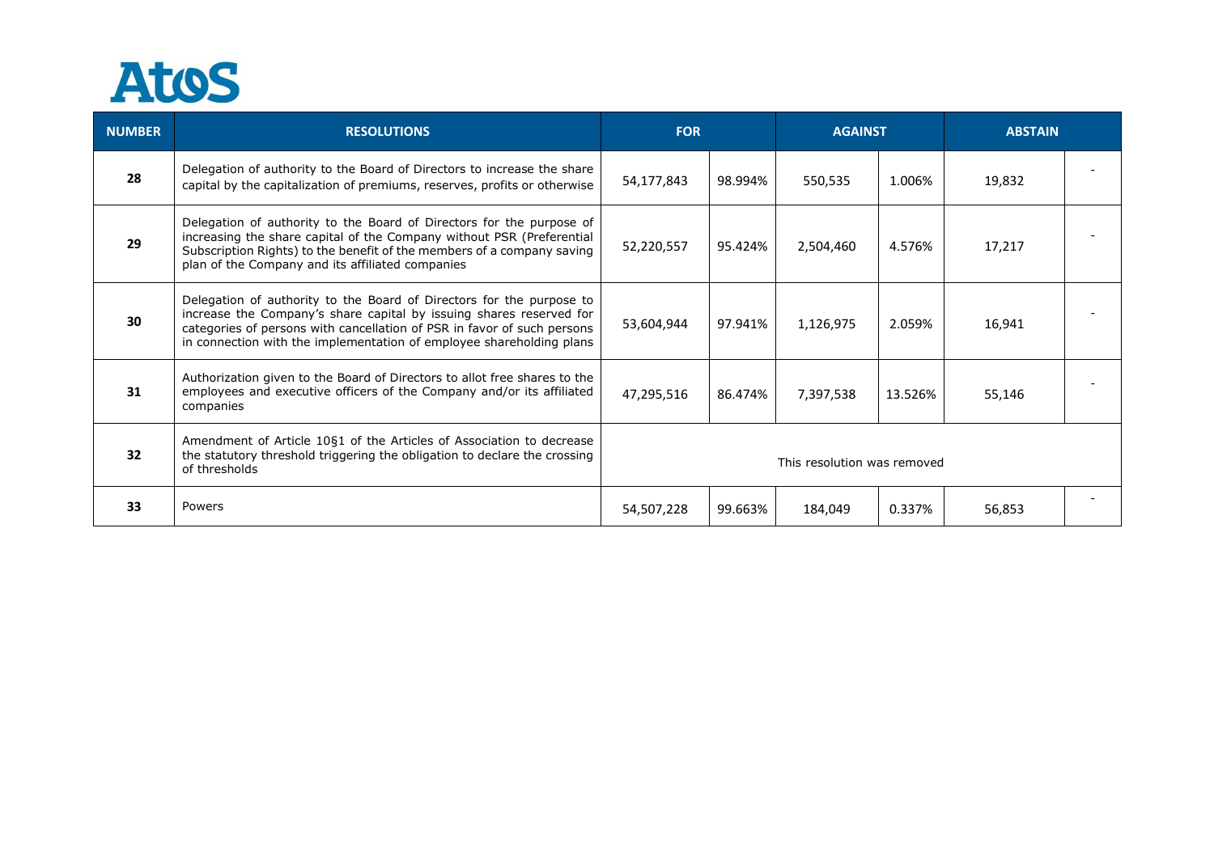| NUMBER | RESOLUTIONS | FOR | | AGAINST | | ABSTAIN | |
|---|---|---|---|---|---|---|---|
| 28 | Delegation of authority to the Board of Directors to increase the share capital by the capitalization of premiums, reserves, profits or otherwise | 54,177,843 | 98.994% | 550,535 | 1.006% | 19,832 | - |
| 29 | Delegation of authority to the Board of Directors for the purpose of increasing the share capital of the Company without PSR (Preferential Subscription Rights) to the benefit of the members of a company saving plan of the Company and its affiliated companies | 52,220,557 | 95.424% | 2,504,460 | 4.576% | 17,217 | - |
| 30 | Delegation of authority to the Board of Directors for the purpose to increase the Company's share capital by issuing shares reserved for categories of persons with cancellation of PSR in favor of such persons in connection with the implementation of employee shareholding plans | 53,604,944 | 97.941% | 1,126,975 | 2.059% | 16,941 | - |
| 31 | Authorization given to the Board of Directors to allot free shares to the employees and executive officers of the Company and/or its affiliated companies | 47,295,516 | 86.474% | 7,397,538 | 13.526% | 55,146 | - |
| 32 | Amendment of Article 10§1 of the Articles of Association to decrease the statutory threshold triggering the obligation to declare the crossing of thresholds | This resolution was removed | | | | | |
| 33 | Powers | 54,507,228 | 99.663% | 184,049 | 0.337% | 56,853 | - |